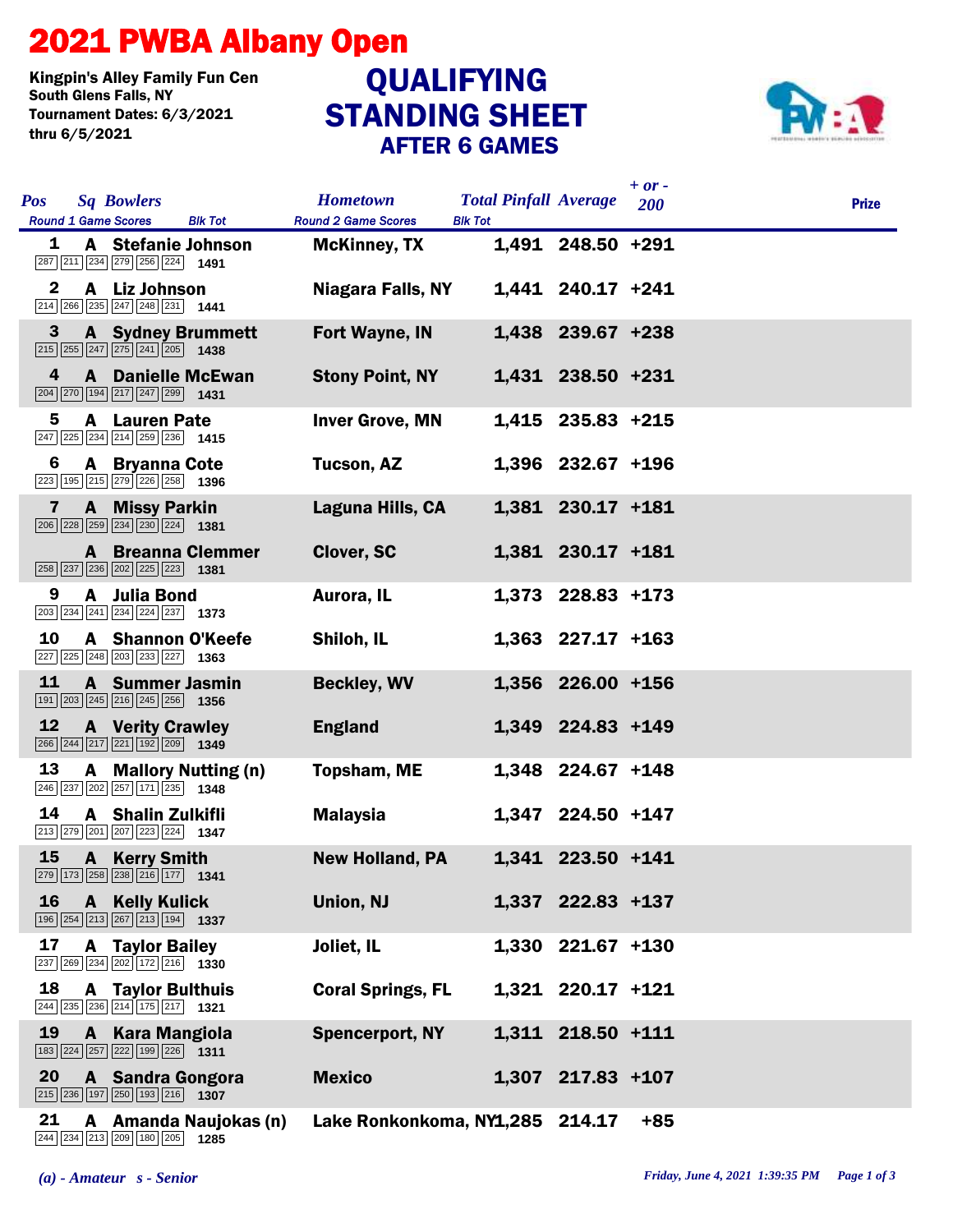# 2021 PWBA Albany Open

Kingpin's Alley Family Fun Cen
South Glens Falls, NY
Tournament Dates: 6/3/2021 thru 6/5/2021

## QUALIFYING STANDING SHEET
### AFTER 6 GAMES

| Pos | Sq | Bowlers | Round 1 Game Scores | Blk Tot | Hometown | Total Pinfall | Average | + or - 200 | Prize |
|---|---|---|---|---|---|---|---|---|---|
| 1 | A | Stefanie Johnson | 287 211 234 279 256 224 | 1491 | McKinney, TX | 1,491 | 248.50 | +291 | |
| 2 | A | Liz Johnson | 214 266 235 247 248 231 | 1441 | Niagara Falls, NY | 1,441 | 240.17 | +241 | |
| 3 | A | Sydney Brummett | 215 255 247 275 241 205 | 1438 | Fort Wayne, IN | 1,438 | 239.67 | +238 | |
| 4 | A | Danielle McEwan | 204 270 194 217 247 299 | 1431 | Stony Point, NY | 1,431 | 238.50 | +231 | |
| 5 | A | Lauren Pate | 247 225 234 214 259 236 | 1415 | Inver Grove, MN | 1,415 | 235.83 | +215 | |
| 6 | A | Bryanna Cote | 223 195 215 279 226 258 | 1396 | Tucson, AZ | 1,396 | 232.67 | +196 | |
| 7 | A | Missy Parkin | 206 228 259 234 230 224 | 1381 | Laguna Hills, CA | 1,381 | 230.17 | +181 | |
| | A | Breanna Clemmer | 258 237 236 202 225 223 | 1381 | Clover, SC | 1,381 | 230.17 | +181 | |
| 9 | A | Julia Bond | 203 234 241 234 224 237 | 1373 | Aurora, IL | 1,373 | 228.83 | +173 | |
| 10 | A | Shannon O'Keefe | 227 225 248 203 233 227 | 1363 | Shiloh, IL | 1,363 | 227.17 | +163 | |
| 11 | A | Summer Jasmin | 191 203 245 216 245 256 | 1356 | Beckley, WV | 1,356 | 226.00 | +156 | |
| 12 | A | Verity Crawley | 266 244 217 221 192 209 | 1349 | England | 1,349 | 224.83 | +149 | |
| 13 | A | Mallory Nutting (n) | 246 237 202 257 171 235 | 1348 | Topsham, ME | 1,348 | 224.67 | +148 | |
| 14 | A | Shalin Zulkifli | 213 279 201 207 223 224 | 1347 | Malaysia | 1,347 | 224.50 | +147 | |
| 15 | A | Kerry Smith | 279 173 258 238 216 177 | 1341 | New Holland, PA | 1,341 | 223.50 | +141 | |
| 16 | A | Kelly Kulick | 196 254 213 267 213 194 | 1337 | Union, NJ | 1,337 | 222.83 | +137 | |
| 17 | A | Taylor Bailey | 237 269 234 202 172 216 | 1330 | Joliet, IL | 1,330 | 221.67 | +130 | |
| 18 | A | Taylor Bulthuis | 244 235 236 214 175 217 | 1321 | Coral Springs, FL | 1,321 | 220.17 | +121 | |
| 19 | A | Kara Mangiola | 183 224 257 222 199 226 | 1311 | Spencerport, NY | 1,311 | 218.50 | +111 | |
| 20 | A | Sandra Gongora | 215 236 197 250 193 216 | 1307 | Mexico | 1,307 | 217.83 | +107 | |
| 21 | A | Amanda Naujokas (n) | 244 234 213 209 180 205 | 1285 | Lake Ronkonkoma, NY | 1,285 | 214.17 | +85 | |

*(a) - Amateur s - Senior*

*Friday, June 4, 2021 1:39:35 PM*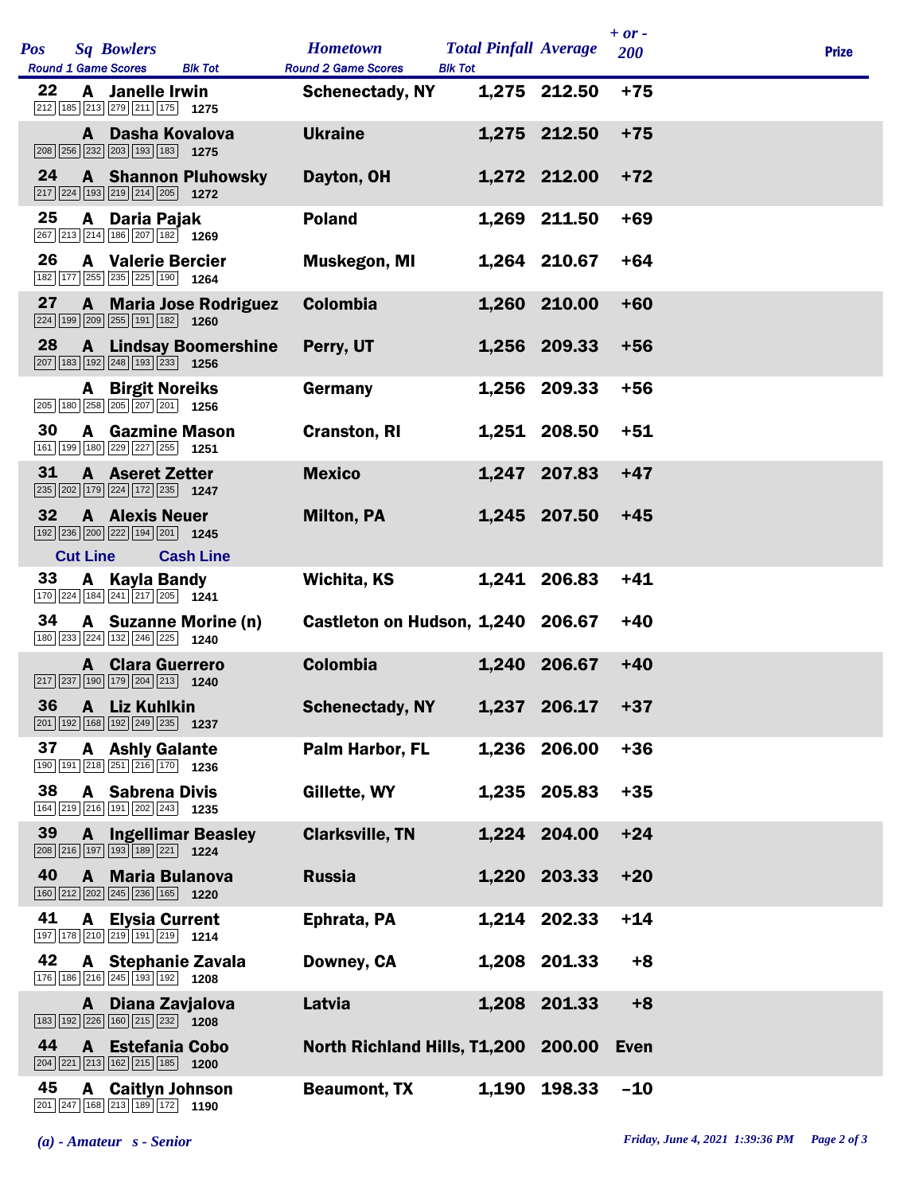| Pos | Sq | Bowlers | Round 1 Game Scores | Blk Tot | Hometown | Total Pinfall | Average | + or - 200 | Prize |
|---|---|---|---|---|---|---|---|---|---|
| 22 | A | Janelle Irwin | 212 185 213 279 211 175 | 1275 | Schenectady, NY | 1,275 | 212.50 | +75 | |
| | A | Dasha Kovalova | 208 256 232 203 193 183 | 1275 | Ukraine | 1,275 | 212.50 | +75 | |
| 24 | A | Shannon Pluhowsky | 217 224 193 219 214 205 | 1272 | Dayton, OH | 1,272 | 212.00 | +72 | |
| 25 | A | Daria Pajak | 267 213 214 186 207 182 | 1269 | Poland | 1,269 | 211.50 | +69 | |
| 26 | A | Valerie Bercier | 182 177 255 235 225 190 | 1264 | Muskegon, MI | 1,264 | 210.67 | +64 | |
| 27 | A | Maria Jose Rodriguez | 224 199 209 255 191 182 | 1260 | Colombia | 1,260 | 210.00 | +60 | |
| 28 | A | Lindsay Boomershine | 207 183 192 248 193 233 | 1256 | Perry, UT | 1,256 | 209.33 | +56 | |
| | A | Birgit Noreiks | 205 180 258 205 207 201 | 1256 | Germany | 1,256 | 209.33 | +56 | |
| 30 | A | Gazmine Mason | 161 199 180 229 227 255 | 1251 | Cranston, RI | 1,251 | 208.50 | +51 | |
| 31 | A | Aseret Zetter | 235 202 179 224 172 235 | 1247 | Mexico | 1,247 | 207.83 | +47 | |
| 32 | A | Alexis Neuer | 192 236 200 222 194 201 | 1245 | Milton, PA | 1,245 | 207.50 | +45 | |
| | | Cut Line | | | Cash Line | | | | |
| 33 | A | Kayla Bandy | 170 224 184 241 217 205 | 1241 | Wichita, KS | 1,241 | 206.83 | +41 | |
| 34 | A | Suzanne Morine (n) | 180 233 224 132 246 225 | 1240 | Castleton on Hudson, | 1,240 | 206.67 | +40 | |
| | A | Clara Guerrero | 217 237 190 179 204 213 | 1240 | Colombia | 1,240 | 206.67 | +40 | |
| 36 | A | Liz Kuhlkin | 201 192 168 192 249 235 | 1237 | Schenectady, NY | 1,237 | 206.17 | +37 | |
| 37 | A | Ashly Galante | 190 191 218 251 216 170 | 1236 | Palm Harbor, FL | 1,236 | 206.00 | +36 | |
| 38 | A | Sabrena Divis | 164 219 216 191 202 243 | 1235 | Gillette, WY | 1,235 | 205.83 | +35 | |
| 39 | A | Ingellimar Beasley | 208 216 197 193 189 221 | 1224 | Clarksville, TN | 1,224 | 204.00 | +24 | |
| 40 | A | Maria Bulanova | 160 212 202 245 236 165 | 1220 | Russia | 1,220 | 203.33 | +20 | |
| 41 | A | Elysia Current | 197 178 210 219 191 219 | 1214 | Ephrata, PA | 1,214 | 202.33 | +14 | |
| 42 | A | Stephanie Zavala | 176 186 216 245 193 192 | 1208 | Downey, CA | 1,208 | 201.33 | +8 | |
| | A | Diana Zavjalova | 183 192 226 160 215 232 | 1208 | Latvia | 1,208 | 201.33 | +8 | |
| 44 | A | Estefania Cobo | 204 221 213 162 215 185 | 1200 | North Richland Hills, T | 1,200 | 200.00 | Even | |
| 45 | A | Caitlyn Johnson | 201 247 168 213 189 172 | 1190 | Beaumont, TX | 1,190 | 198.33 | -10 | |

*(a) - Amateur s - Senior*

*Friday, June 4, 2021 1:39:36 PM*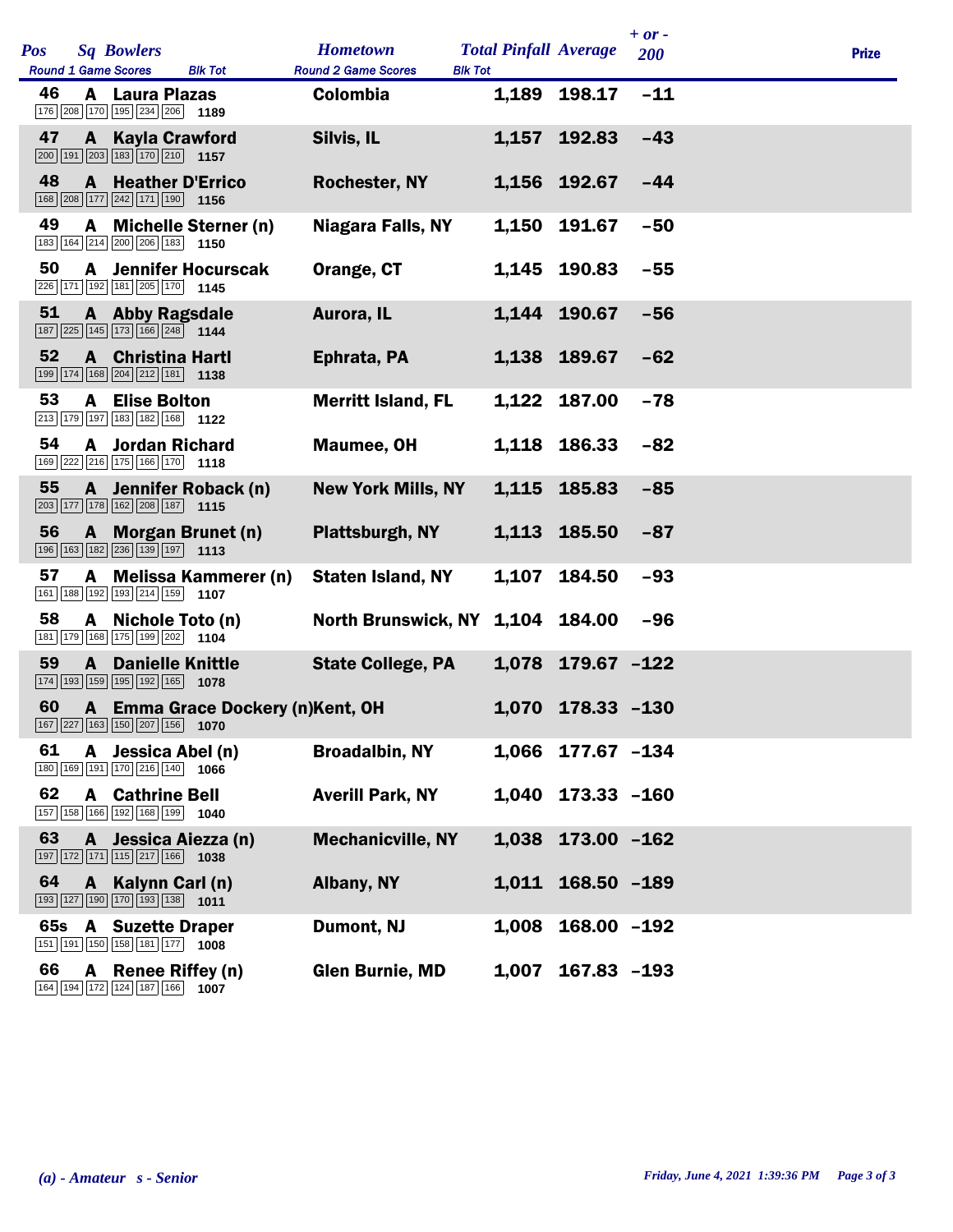| Pos | Sq | Bowlers | Round 1 Game Scores | Blk Tot | Hometown | Round 2 Game Scores | Blk Tot | Total Pinfall | Average | + or - 200 | Prize |
|---|---|---|---|---|---|---|---|---|---|---|---|
| 46 | A | Laura Plazas | 176 208 170 195 234 206 | 1189 | Colombia | | | 1,189 | 198.17 | -11 | |
| 47 | A | Kayla Crawford | 200 191 203 183 170 210 | 1157 | Silvis, IL | | | 1,157 | 192.83 | -43 | |
| 48 | A | Heather D'Errico | 168 208 177 242 171 190 | 1156 | Rochester, NY | | | 1,156 | 192.67 | -44 | |
| 49 | A | Michelle Sterner (n) | 183 164 214 200 206 183 | 1150 | Niagara Falls, NY | | | 1,150 | 191.67 | -50 | |
| 50 | A | Jennifer Hocurscak | 226 171 192 181 205 170 | 1145 | Orange, CT | | | 1,145 | 190.83 | -55 | |
| 51 | A | Abby Ragsdale | 187 225 145 173 166 248 | 1144 | Aurora, IL | | | 1,144 | 190.67 | -56 | |
| 52 | A | Christina Hartl | 199 174 168 204 212 181 | 1138 | Ephrata, PA | | | 1,138 | 189.67 | -62 | |
| 53 | A | Elise Bolton | 213 179 197 183 182 168 | 1122 | Merritt Island, FL | | | 1,122 | 187.00 | -78 | |
| 54 | A | Jordan Richard | 169 222 216 175 166 170 | 1118 | Maumee, OH | | | 1,118 | 186.33 | -82 | |
| 55 | A | Jennifer Roback (n) | 203 177 178 162 208 187 | 1115 | New York Mills, NY | | | 1,115 | 185.83 | -85 | |
| 56 | A | Morgan Brunet (n) | 196 163 182 236 139 197 | 1113 | Plattsburgh, NY | | | 1,113 | 185.50 | -87 | |
| 57 | A | Melissa Kammerer (n) | 161 188 192 193 214 159 | 1107 | Staten Island, NY | | | 1,107 | 184.50 | -93 | |
| 58 | A | Nichole Toto (n) | 181 179 168 175 199 202 | 1104 | North Brunswick, NY | | | 1,104 | 184.00 | -96 | |
| 59 | A | Danielle Knittle | 174 193 159 195 192 165 | 1078 | State College, PA | | | 1,078 | 179.67 | -122 | |
| 60 | A | Emma Grace Dockery (n) | 167 227 163 150 207 156 | 1070 | Kent, OH | | | 1,070 | 178.33 | -130 | |
| 61 | A | Jessica Abel (n) | 180 169 191 170 216 140 | 1066 | Broadalbin, NY | | | 1,066 | 177.67 | -134 | |
| 62 | A | Cathrine Bell | 157 158 166 192 168 199 | 1040 | Averill Park, NY | | | 1,040 | 173.33 | -160 | |
| 63 | A | Jessica Aiezza (n) | 197 172 171 115 217 166 | 1038 | Mechanicville, NY | | | 1,038 | 173.00 | -162 | |
| 64 | A | Kalynn Carl (n) | 193 127 190 170 193 138 | 1011 | Albany, NY | | | 1,011 | 168.50 | -189 | |
| 65s | A | Suzette Draper | 151 191 150 158 181 177 | 1008 | Dumont, NJ | | | 1,008 | 168.00 | -192 | |
| 66 | A | Renee Riffey (n) | 164 194 172 124 187 166 | 1007 | Glen Burnie, MD | | | 1,007 | 167.83 | -193 | |

*(a) - Amateur  s - Senior*

*Friday, June 4, 2021 1:39:36 PM*